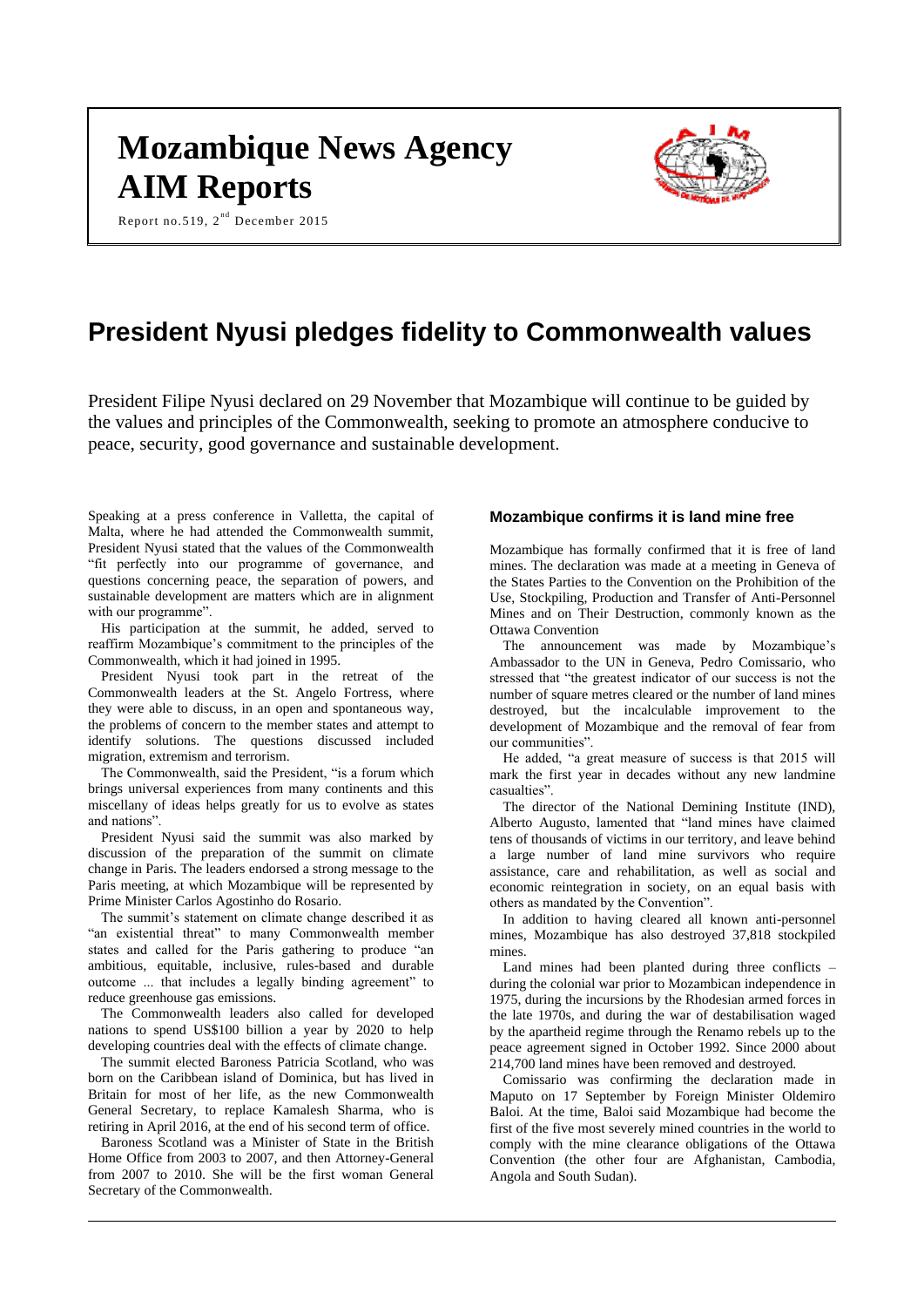# Mozambique News Agency
# AIM Reports

Report no.519, 2nd December 2015

# President Nyusi pledges fidelity to Commonwealth values

President Filipe Nyusi declared on 29 November that Mozambique will continue to be guided by the values and principles of the Commonwealth, seeking to promote an atmosphere conducive to peace, security, good governance and sustainable development.

Speaking at a press conference in Valletta, the capital of Malta, where he had attended the Commonwealth summit, President Nyusi stated that the values of the Commonwealth "fit perfectly into our programme of governance, and questions concerning peace, the separation of powers, and sustainable development are matters which are in alignment with our programme".

His participation at the summit, he added, served to reaffirm Mozambique's commitment to the principles of the Commonwealth, which it had joined in 1995.

President Nyusi took part in the retreat of the Commonwealth leaders at the St. Angelo Fortress, where they were able to discuss, in an open and spontaneous way, the problems of concern to the member states and attempt to identify solutions. The questions discussed included migration, extremism and terrorism.

The Commonwealth, said the President, "is a forum which brings universal experiences from many continents and this miscellany of ideas helps greatly for us to evolve as states and nations".

President Nyusi said the summit was also marked by discussion of the preparation of the summit on climate change in Paris. The leaders endorsed a strong message to the Paris meeting, at which Mozambique will be represented by Prime Minister Carlos Agostinho do Rosario.

The summit's statement on climate change described it as "an existential threat" to many Commonwealth member states and called for the Paris gathering to produce "an ambitious, equitable, inclusive, rules-based and durable outcome ... that includes a legally binding agreement" to reduce greenhouse gas emissions.

The Commonwealth leaders also called for developed nations to spend US$100 billion a year by 2020 to help developing countries deal with the effects of climate change.

The summit elected Baroness Patricia Scotland, who was born on the Caribbean island of Dominica, but has lived in Britain for most of her life, as the new Commonwealth General Secretary, to replace Kamalesh Sharma, who is retiring in April 2016, at the end of his second term of office.

Baroness Scotland was a Minister of State in the British Home Office from 2003 to 2007, and then Attorney-General from 2007 to 2010. She will be the first woman General Secretary of the Commonwealth.

### Mozambique confirms it is land mine free

Mozambique has formally confirmed that it is free of land mines. The declaration was made at a meeting in Geneva of the States Parties to the Convention on the Prohibition of the Use, Stockpiling, Production and Transfer of Anti-Personnel Mines and on Their Destruction, commonly known as the Ottawa Convention

The announcement was made by Mozambique's Ambassador to the UN in Geneva, Pedro Comissario, who stressed that "the greatest indicator of our success is not the number of square metres cleared or the number of land mines destroyed, but the incalculable improvement to the development of Mozambique and the removal of fear from our communities".

He added, "a great measure of success is that 2015 will mark the first year in decades without any new landmine casualties".

The director of the National Demining Institute (IND), Alberto Augusto, lamented that "land mines have claimed tens of thousands of victims in our territory, and leave behind a large number of land mine survivors who require assistance, care and rehabilitation, as well as social and economic reintegration in society, on an equal basis with others as mandated by the Convention".

In addition to having cleared all known anti-personnel mines, Mozambique has also destroyed 37,818 stockpiled mines.

Land mines had been planted during three conflicts – during the colonial war prior to Mozambican independence in 1975, during the incursions by the Rhodesian armed forces in the late 1970s, and during the war of destabilisation waged by the apartheid regime through the Renamo rebels up to the peace agreement signed in October 1992. Since 2000 about 214,700 land mines have been removed and destroyed.

Comissario was confirming the declaration made in Maputo on 17 September by Foreign Minister Oldemiro Baloi. At the time, Baloi said Mozambique had become the first of the five most severely mined countries in the world to comply with the mine clearance obligations of the Ottawa Convention (the other four are Afghanistan, Cambodia, Angola and South Sudan).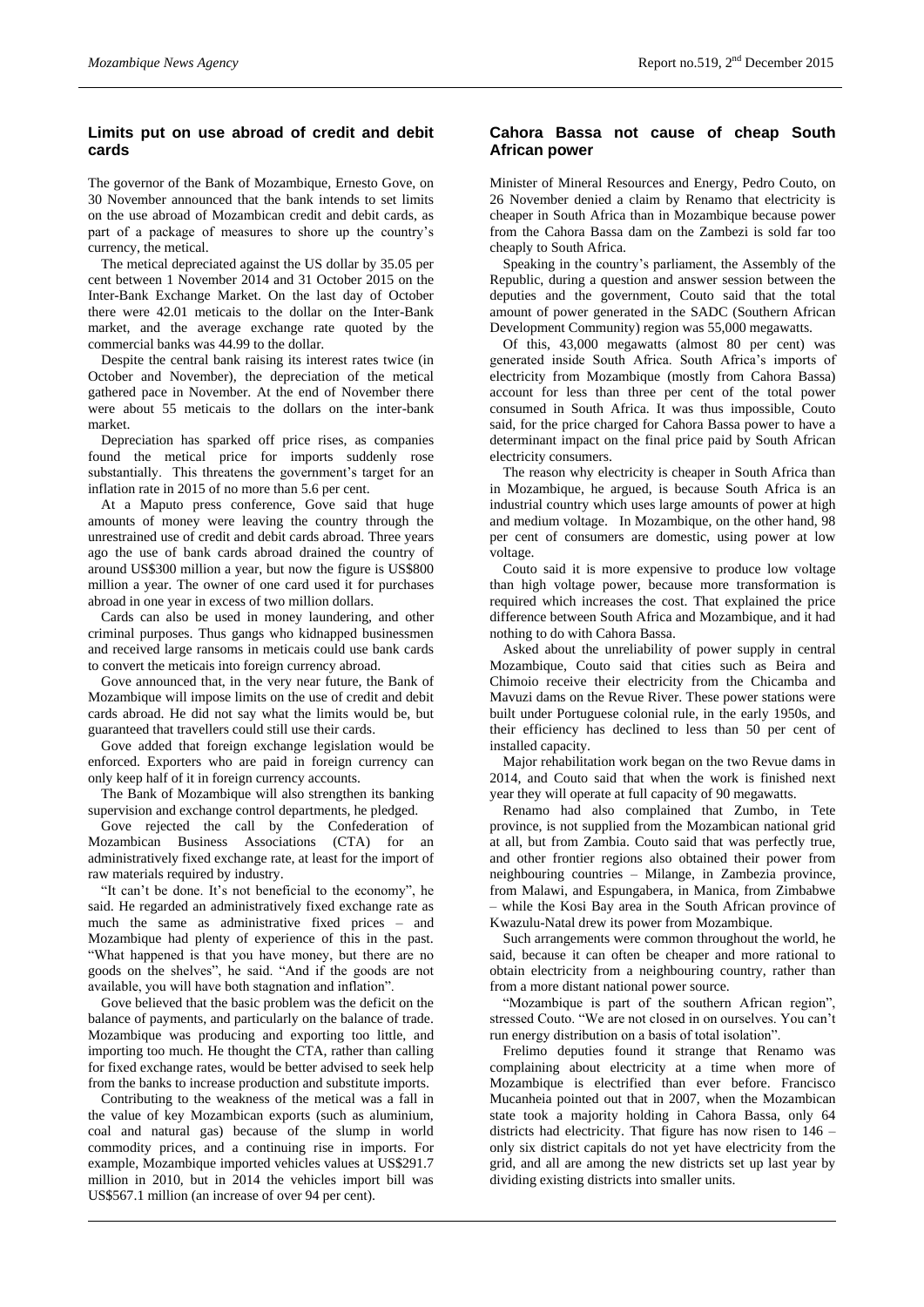## Limits put on use abroad of credit and debit cards

The governor of the Bank of Mozambique, Ernesto Gove, on 30 November announced that the bank intends to set limits on the use abroad of Mozambican credit and debit cards, as part of a package of measures to shore up the country's currency, the metical.

The metical depreciated against the US dollar by 35.05 per cent between 1 November 2014 and 31 October 2015 on the Inter-Bank Exchange Market. On the last day of October there were 42.01 meticais to the dollar on the Inter-Bank market, and the average exchange rate quoted by the commercial banks was 44.99 to the dollar.

Despite the central bank raising its interest rates twice (in October and November), the depreciation of the metical gathered pace in November. At the end of November there were about 55 meticais to the dollars on the inter-bank market.

Depreciation has sparked off price rises, as companies found the metical price for imports suddenly rose substantially. This threatens the government's target for an inflation rate in 2015 of no more than 5.6 per cent.

At a Maputo press conference, Gove said that huge amounts of money were leaving the country through the unrestrained use of credit and debit cards abroad. Three years ago the use of bank cards abroad drained the country of around US$300 million a year, but now the figure is US$800 million a year. The owner of one card used it for purchases abroad in one year in excess of two million dollars.

Cards can also be used in money laundering, and other criminal purposes. Thus gangs who kidnapped businessmen and received large ransoms in meticais could use bank cards to convert the meticais into foreign currency abroad.

Gove announced that, in the very near future, the Bank of Mozambique will impose limits on the use of credit and debit cards abroad. He did not say what the limits would be, but guaranteed that travellers could still use their cards.

Gove added that foreign exchange legislation would be enforced. Exporters who are paid in foreign currency can only keep half of it in foreign currency accounts.

The Bank of Mozambique will also strengthen its banking supervision and exchange control departments, he pledged.

Gove rejected the call by the Confederation of Mozambican Business Associations (CTA) for an administratively fixed exchange rate, at least for the import of raw materials required by industry.

"It can't be done. It's not beneficial to the economy", he said. He regarded an administratively fixed exchange rate as much the same as administrative fixed prices – and Mozambique had plenty of experience of this in the past. "What happened is that you have money, but there are no goods on the shelves", he said. "And if the goods are not available, you will have both stagnation and inflation".

Gove believed that the basic problem was the deficit on the balance of payments, and particularly on the balance of trade. Mozambique was producing and exporting too little, and importing too much. He thought the CTA, rather than calling for fixed exchange rates, would be better advised to seek help from the banks to increase production and substitute imports.

Contributing to the weakness of the metical was a fall in the value of key Mozambican exports (such as aluminium, coal and natural gas) because of the slump in world commodity prices, and a continuing rise in imports. For example, Mozambique imported vehicles values at US$291.7 million in 2010, but in 2014 the vehicles import bill was US$567.1 million (an increase of over 94 per cent).

## Cahora Bassa not cause of cheap South African power

Minister of Mineral Resources and Energy, Pedro Couto, on 26 November denied a claim by Renamo that electricity is cheaper in South Africa than in Mozambique because power from the Cahora Bassa dam on the Zambezi is sold far too cheaply to South Africa.

Speaking in the country's parliament, the Assembly of the Republic, during a question and answer session between the deputies and the government, Couto said that the total amount of power generated in the SADC (Southern African Development Community) region was 55,000 megawatts.

Of this, 43,000 megawatts (almost 80 per cent) was generated inside South Africa. South Africa's imports of electricity from Mozambique (mostly from Cahora Bassa) account for less than three per cent of the total power consumed in South Africa. It was thus impossible, Couto said, for the price charged for Cahora Bassa power to have a determinant impact on the final price paid by South African electricity consumers.

The reason why electricity is cheaper in South Africa than in Mozambique, he argued, is because South Africa is an industrial country which uses large amounts of power at high and medium voltage. In Mozambique, on the other hand, 98 per cent of consumers are domestic, using power at low voltage.

Couto said it is more expensive to produce low voltage than high voltage power, because more transformation is required which increases the cost. That explained the price difference between South Africa and Mozambique, and it had nothing to do with Cahora Bassa.

Asked about the unreliability of power supply in central Mozambique, Couto said that cities such as Beira and Chimoio receive their electricity from the Chicamba and Mavuzi dams on the Revue River. These power stations were built under Portuguese colonial rule, in the early 1950s, and their efficiency has declined to less than 50 per cent of installed capacity.

Major rehabilitation work began on the two Revue dams in 2014, and Couto said that when the work is finished next year they will operate at full capacity of 90 megawatts.

Renamo had also complained that Zumbo, in Tete province, is not supplied from the Mozambican national grid at all, but from Zambia. Couto said that was perfectly true, and other frontier regions also obtained their power from neighbouring countries – Milange, in Zambezia province, from Malawi, and Espungabera, in Manica, from Zimbabwe – while the Kosi Bay area in the South African province of Kwazulu-Natal drew its power from Mozambique.

Such arrangements were common throughout the world, he said, because it can often be cheaper and more rational to obtain electricity from a neighbouring country, rather than from a more distant national power source.

"Mozambique is part of the southern African region", stressed Couto. "We are not closed in on ourselves. You can't run energy distribution on a basis of total isolation".

Frelimo deputies found it strange that Renamo was complaining about electricity at a time when more of Mozambique is electrified than ever before. Francisco Mucanheia pointed out that in 2007, when the Mozambican state took a majority holding in Cahora Bassa, only 64 districts had electricity. That figure has now risen to 146 – only six district capitals do not yet have electricity from the grid, and all are among the new districts set up last year by dividing existing districts into smaller units.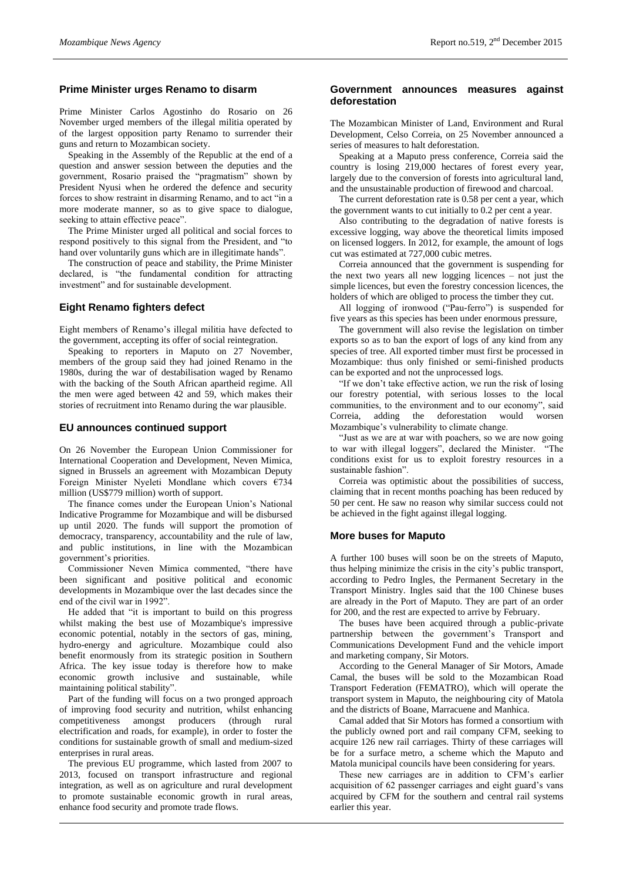## Prime Minister urges Renamo to disarm

Prime Minister Carlos Agostinho do Rosario on 26 November urged members of the illegal militia operated by of the largest opposition party Renamo to surrender their guns and return to Mozambican society.

Speaking in the Assembly of the Republic at the end of a question and answer session between the deputies and the government, Rosario praised the "pragmatism" shown by President Nyusi when he ordered the defence and security forces to show restraint in disarming Renamo, and to act "in a more moderate manner, so as to give space to dialogue, seeking to attain effective peace".

The Prime Minister urged all political and social forces to respond positively to this signal from the President, and "to hand over voluntarily guns which are in illegitimate hands".

The construction of peace and stability, the Prime Minister declared, is "the fundamental condition for attracting investment" and for sustainable development.

## Eight Renamo fighters defect

Eight members of Renamo's illegal militia have defected to the government, accepting its offer of social reintegration.

Speaking to reporters in Maputo on 27 November, members of the group said they had joined Renamo in the 1980s, during the war of destabilisation waged by Renamo with the backing of the South African apartheid regime. All the men were aged between 42 and 59, which makes their stories of recruitment into Renamo during the war plausible.

## EU announces continued support

On 26 November the European Union Commissioner for International Cooperation and Development, Neven Mimica, signed in Brussels an agreement with Mozambican Deputy Foreign Minister Nyeleti Mondlane which covers €734 million (US$779 million) worth of support.

The finance comes under the European Union's National Indicative Programme for Mozambique and will be disbursed up until 2020. The funds will support the promotion of democracy, transparency, accountability and the rule of law, and public institutions, in line with the Mozambican government's priorities.

Commissioner Neven Mimica commented, "there have been significant and positive political and economic developments in Mozambique over the last decades since the end of the civil war in 1992".

He added that "it is important to build on this progress whilst making the best use of Mozambique's impressive economic potential, notably in the sectors of gas, mining, hydro-energy and agriculture. Mozambique could also benefit enormously from its strategic position in Southern Africa. The key issue today is therefore how to make economic growth inclusive and sustainable, while maintaining political stability".

Part of the funding will focus on a two pronged approach of improving food security and nutrition, whilst enhancing competitiveness amongst producers (through rural electrification and roads, for example), in order to foster the conditions for sustainable growth of small and medium-sized enterprises in rural areas.

The previous EU programme, which lasted from 2007 to 2013, focused on transport infrastructure and regional integration, as well as on agriculture and rural development to promote sustainable economic growth in rural areas, enhance food security and promote trade flows.

## Government announces measures against deforestation

The Mozambican Minister of Land, Environment and Rural Development, Celso Correia, on 25 November announced a series of measures to halt deforestation.

Speaking at a Maputo press conference, Correia said the country is losing 219,000 hectares of forest every year, largely due to the conversion of forests into agricultural land, and the unsustainable production of firewood and charcoal.

The current deforestation rate is 0.58 per cent a year, which the government wants to cut initially to 0.2 per cent a year.

Also contributing to the degradation of native forests is excessive logging, way above the theoretical limits imposed on licensed loggers. In 2012, for example, the amount of logs cut was estimated at 727,000 cubic metres.

Correia announced that the government is suspending for the next two years all new logging licences – not just the simple licences, but even the forestry concession licences, the holders of which are obliged to process the timber they cut.

All logging of ironwood ("Pau-ferro") is suspended for five years as this species has been under enormous pressure,

The government will also revise the legislation on timber exports so as to ban the export of logs of any kind from any species of tree. All exported timber must first be processed in Mozambique: thus only finished or semi-finished products can be exported and not the unprocessed logs.

"If we don't take effective action, we run the risk of losing our forestry potential, with serious losses to the local communities, to the environment and to our economy", said Correia, adding the deforestation would worsen Mozambique's vulnerability to climate change.

"Just as we are at war with poachers, so we are now going to war with illegal loggers", declared the Minister. "The conditions exist for us to exploit forestry resources in a sustainable fashion".

Correia was optimistic about the possibilities of success, claiming that in recent months poaching has been reduced by 50 per cent. He saw no reason why similar success could not be achieved in the fight against illegal logging.

## More buses for Maputo

A further 100 buses will soon be on the streets of Maputo, thus helping minimize the crisis in the city's public transport, according to Pedro Ingles, the Permanent Secretary in the Transport Ministry. Ingles said that the 100 Chinese buses are already in the Port of Maputo. They are part of an order for 200, and the rest are expected to arrive by February.

The buses have been acquired through a public-private partnership between the government's Transport and Communications Development Fund and the vehicle import and marketing company, Sir Motors.

According to the General Manager of Sir Motors, Amade Camal, the buses will be sold to the Mozambican Road Transport Federation (FEMATRO), which will operate the transport system in Maputo, the neighbouring city of Matola and the districts of Boane, Marracuene and Manhica.

Camal added that Sir Motors has formed a consortium with the publicly owned port and rail company CFM, seeking to acquire 126 new rail carriages. Thirty of these carriages will be for a surface metro, a scheme which the Maputo and Matola municipal councils have been considering for years.

These new carriages are in addition to CFM's earlier acquisition of 62 passenger carriages and eight guard's vans acquired by CFM for the southern and central rail systems earlier this year.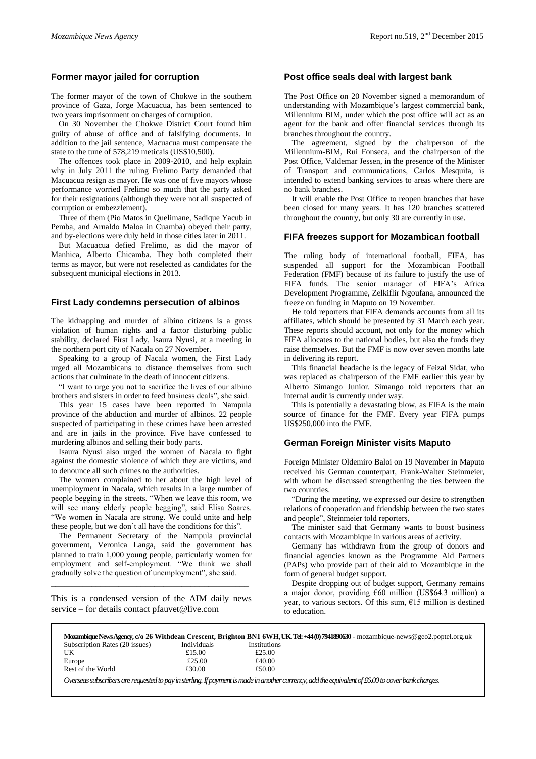## Former mayor jailed for corruption

The former mayor of the town of Chokwe in the southern province of Gaza, Jorge Macuacua, has been sentenced to two years imprisonment on charges of corruption.

On 30 November the Chokwe District Court found him guilty of abuse of office and of falsifying documents. In addition to the jail sentence, Macuacua must compensate the state to the tune of 578,219 meticais (US$10,500).

The offences took place in 2009-2010, and help explain why in July 2011 the ruling Frelimo Party demanded that Macuacua resign as mayor. He was one of five mayors whose performance worried Frelimo so much that the party asked for their resignations (although they were not all suspected of corruption or embezzlement).

Three of them (Pio Matos in Quelimane, Sadique Yacub in Pemba, and Arnaldo Maloa in Cuamba) obeyed their party, and by-elections were duly held in those cities later in 2011.

But Macuacua defied Frelimo, as did the mayor of Manhica, Alberto Chicamba. They both completed their terms as mayor, but were not reselected as candidates for the subsequent municipal elections in 2013.

## First Lady condemns persecution of albinos

The kidnapping and murder of albino citizens is a gross violation of human rights and a factor disturbing public stability, declared First Lady, Isaura Nyusi, at a meeting in the northern port city of Nacala on 27 November.

Speaking to a group of Nacala women, the First Lady urged all Mozambicans to distance themselves from such actions that culminate in the death of innocent citizens.

"I want to urge you not to sacrifice the lives of our albino brothers and sisters in order to feed business deals", she said.

This year 15 cases have been reported in Nampula province of the abduction and murder of albinos. 22 people suspected of participating in these crimes have been arrested and are in jails in the province. Five have confessed to murdering albinos and selling their body parts.

Isaura Nyusi also urged the women of Nacala to fight against the domestic violence of which they are victims, and to denounce all such crimes to the authorities.

The women complained to her about the high level of unemployment in Nacala, which results in a large number of people begging in the streets. "When we leave this room, we will see many elderly people begging", said Elisa Soares. "We women in Nacala are strong. We could unite and help these people, but we don't all have the conditions for this".

The Permanent Secretary of the Nampula provincial government, Veronica Langa, said the government has planned to train 1,000 young people, particularly women for employment and self-employment. "We think we shall gradually solve the question of unemployment", she said.

---

This is a condensed version of the AIM daily news service – for details contact pfauvet@live.com

## Post office seals deal with largest bank

The Post Office on 20 November signed a memorandum of understanding with Mozambique's largest commercial bank, Millennium BIM, under which the post office will act as an agent for the bank and offer financial services through its branches throughout the country.

The agreement, signed by the chairperson of the Millennium-BIM, Rui Fonseca, and the chairperson of the Post Office, Valdemar Jessen, in the presence of the Minister of Transport and communications, Carlos Mesquita, is intended to extend banking services to areas where there are no bank branches.

It will enable the Post Office to reopen branches that have been closed for many years. It has 120 branches scattered throughout the country, but only 30 are currently in use.

## FIFA freezes support for Mozambican football

The ruling body of international football, FIFA, has suspended all support for the Mozambican Football Federation (FMF) because of its failure to justify the use of FIFA funds. The senior manager of FIFA's Africa Development Programme, Zelkiflir Ngoufana, announced the freeze on funding in Maputo on 19 November.

He told reporters that FIFA demands accounts from all its affiliates, which should be presented by 31 March each year. These reports should account, not only for the money which FIFA allocates to the national bodies, but also the funds they raise themselves. But the FMF is now over seven months late in delivering its report.

This financial headache is the legacy of Feizal Sidat, who was replaced as chairperson of the FMF earlier this year by Alberto Simango Junior. Simango told reporters that an internal audit is currently under way.

This is potentially a devastating blow, as FIFA is the main source of finance for the FMF. Every year FIFA pumps US$250,000 into the FMF.

## German Foreign Minister visits Maputo

Foreign Minister Oldemiro Baloi on 19 November in Maputo received his German counterpart, Frank-Walter Steinmeier, with whom he discussed strengthening the ties between the two countries.

"During the meeting, we expressed our desire to strengthen relations of cooperation and friendship between the two states and people", Steinmeier told reporters,

The minister said that Germany wants to boost business contacts with Mozambique in various areas of activity.

Germany has withdrawn from the group of donors and financial agencies known as the Programme Aid Partners (PAPs) who provide part of their aid to Mozambique in the form of general budget support.

Despite dropping out of budget support, Germany remains a major donor, providing €60 million (US$64.3 million) a year, to various sectors. Of this sum, €15 million is destined to education.

---

**Mozambique News Agency, c/o 26 Withdean Crescent, Brighton BN1 6WH, UK. Tel: +44 (0) 7941890630** - mozambique-news@geo2.poptel.org.uk

| Subscription Rates (20 issues) | Individuals | Institutions |
|---|---|---|
| UK | £15.00 | £25.00 |
| Europe | £25.00 | £40.00 |
| Rest of the World | £30.00 | £50.00 |

*Overseas subscribers are requested to pay in sterling. If payment is made in another currency, add the equivalent of £6.00 to cover bank charges.*